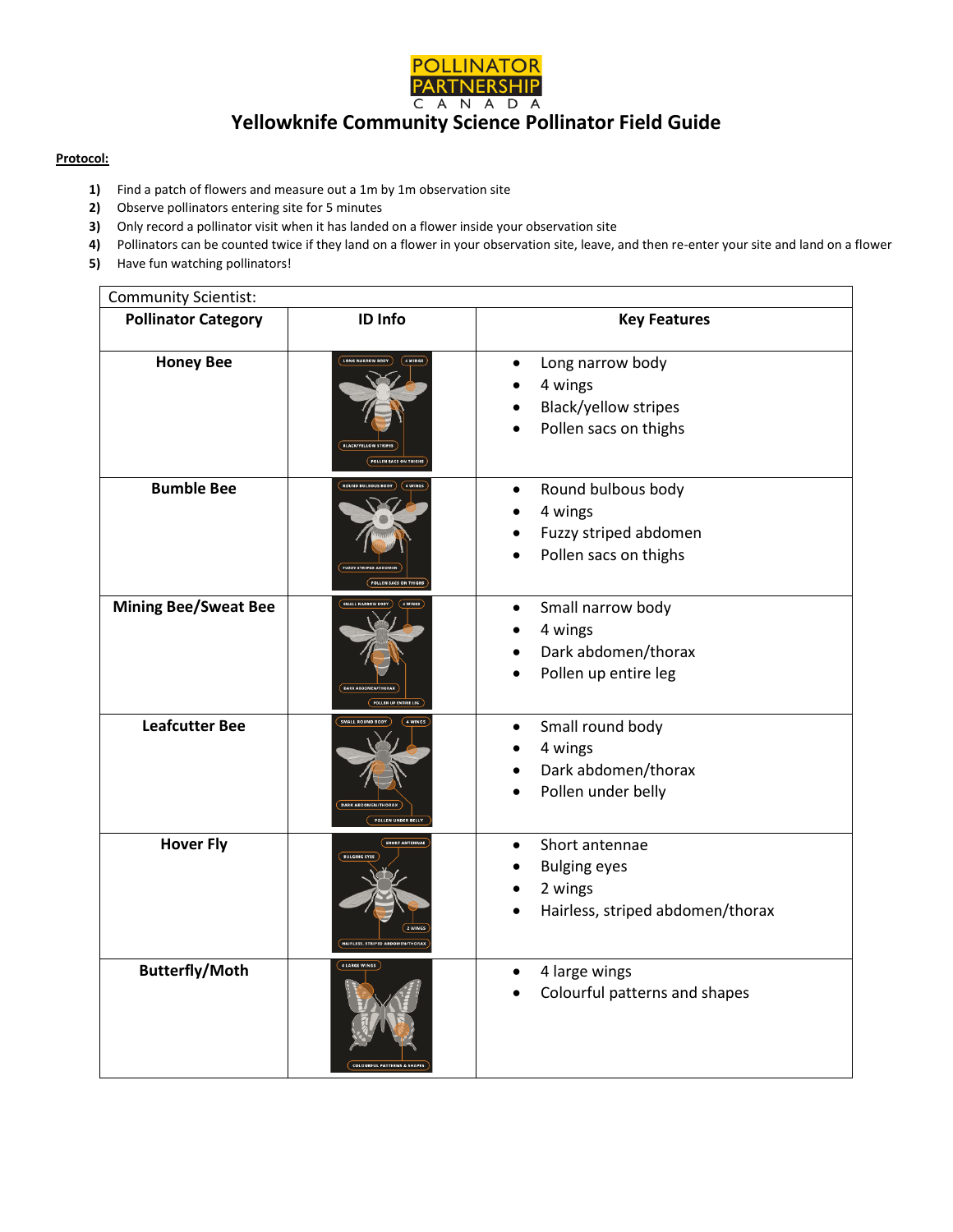POLLINATOR PARTNERSHIP CANADA

# Yellowknife Community Science Pollinator Field Guide

**Protocol:**

1) Find a patch of flowers and measure out a 1m by 1m observation site
2) Observe pollinators entering site for 5 minutes
3) Only record a pollinator visit when it has landed on a flower inside your observation site
4) Pollinators can be counted twice if they land on a flower in your observation site, leave, and then re-enter your site and land on a flower
5) Have fun watching pollinators!

| Community Scientist: | | |
|---|---|---|
| **Pollinator Category** | **ID Info** | **Key Features** |
| **Honey Bee** | LONG NARROW BODY; 4 WINGS; BLACK/YELLOW STRIPES; POLLEN SACS ON THIGHS | • Long narrow body<br>• 4 wings<br>• Black/yellow stripes<br>• Pollen sacs on thighs |
| **Bumble Bee** | ROUND BULBOUS BODY; 4 WINGS; FUZZY STRIPED ABDOMEN; POLLEN SACS ON THIGHS | • Round bulbous body<br>• 4 wings<br>• Fuzzy striped abdomen<br>• Pollen sacs on thighs |
| **Mining Bee/Sweat Bee** | SMALL NARROW BODY; 4 WINGS; DARK ABDOMEN/THORAX; POLLEN UP ENTIRE LEG | • Small narrow body<br>• 4 wings<br>• Dark abdomen/thorax<br>• Pollen up entire leg |
| **Leafcutter Bee** | SMALL ROUND BODY; 4 WINGS; DARK ABDOMEN/THORAX; POLLEN UNDER BELLY | • Small round body<br>• 4 wings<br>• Dark abdomen/thorax<br>• Pollen under belly |
| **Hover Fly** | SHORT ANTENNAE; BULGING EYES; 2 WINGS; HAIRLESS, STRIPED ABDOMEN/THORAX | • Short antennae<br>• Bulging eyes<br>• 2 wings<br>• Hairless, striped abdomen/thorax |
| **Butterfly/Moth** | 4 LARGE WINGS; COLOURFUL PATTERNS & SHAPES | • 4 large wings<br>• Colourful patterns and shapes |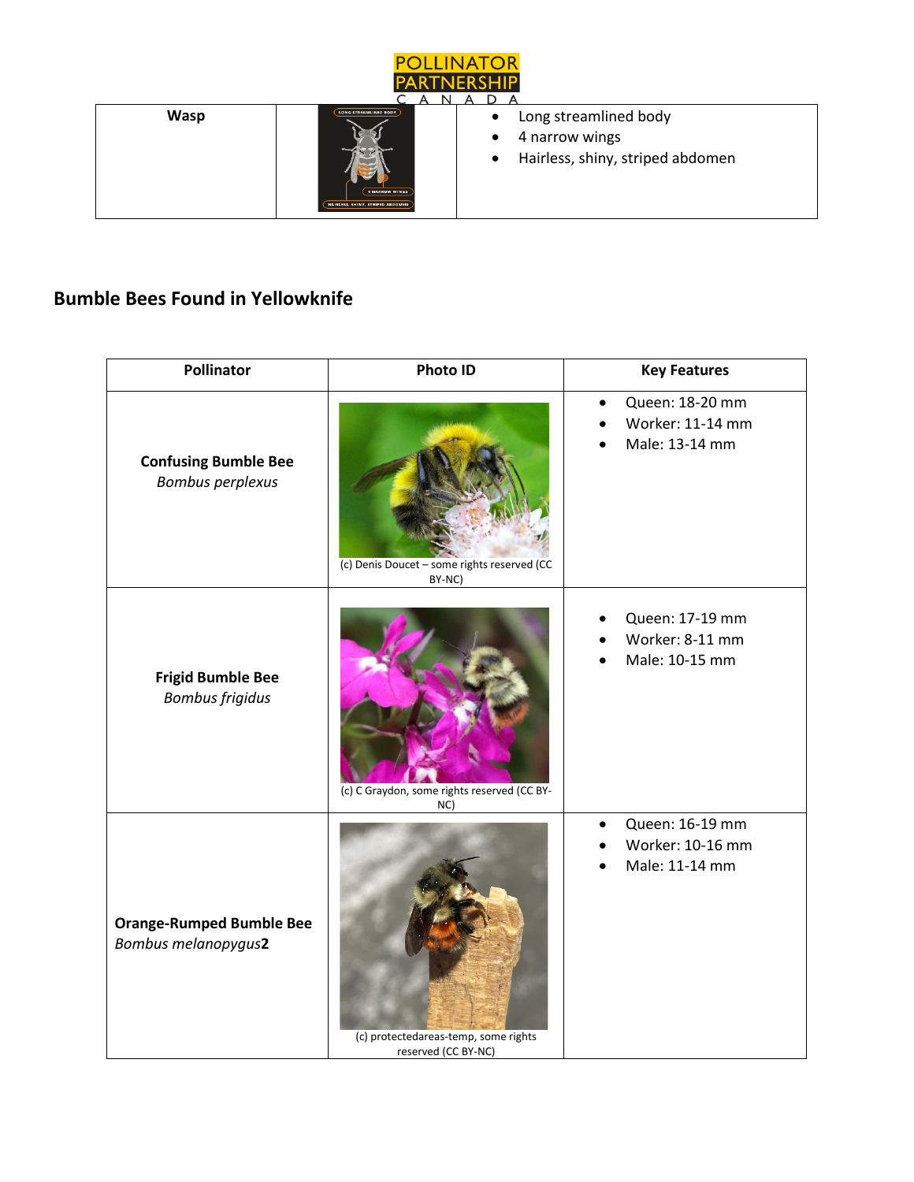| | | |
|---|---|---|
| **Wasp** | | • Long streamlined body<br>• 4 narrow wings<br>• Hairless, shiny, striped abdomen |

## Bumble Bees Found in Yellowknife

| Pollinator | Photo ID | Key Features |
|---|---|---|
| **Confusing Bumble Bee**<br>*Bombus perplexus* | (c) Denis Doucet – some rights reserved (CC BY-NC) | • Queen: 18-20 mm<br>• Worker: 11-14 mm<br>• Male: 13-14 mm |
| **Frigid Bumble Bee**<br>*Bombus frigidus* | (c) C Graydon, some rights reserved (CC BY-NC) | • Queen: 17-19 mm<br>• Worker: 8-11 mm<br>• Male: 10-15 mm |
| **Orange-Rumped Bumble Bee**<br>*Bombus melanopygus***2** | (c) protectedareas-temp, some rights reserved (CC BY-NC) | • Queen: 16-19 mm<br>• Worker: 10-16 mm<br>• Male: 11-14 mm |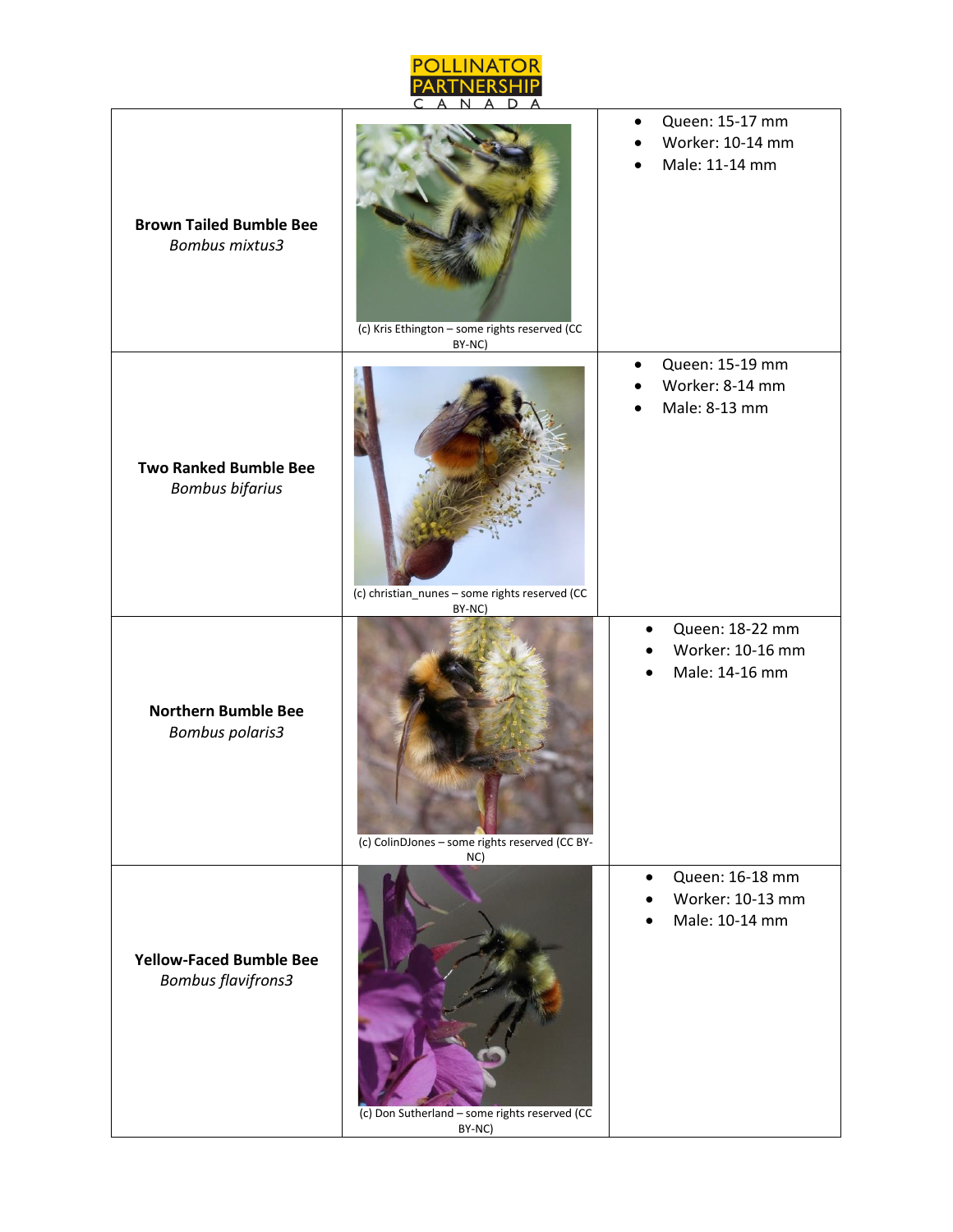| Bee | Photo | Size |
|---|---|---|
| **Brown Tailed Bumble Bee** *Bombus mixtus3* | (c) Kris Ethington – some rights reserved (CC BY-NC) | • Queen: 15-17 mm • Worker: 10-14 mm • Male: 11-14 mm |
| **Two Ranked Bumble Bee** *Bombus bifarius* | (c) christian_nunes – some rights reserved (CC BY-NC) | • Queen: 15-19 mm • Worker: 8-14 mm • Male: 8-13 mm |
| **Northern Bumble Bee** *Bombus polaris3* | (c) ColinDJones – some rights reserved (CC BY-NC) | • Queen: 18-22 mm • Worker: 10-16 mm • Male: 14-16 mm |
| **Yellow-Faced Bumble Bee** *Bombus flavifrons3* | (c) Don Sutherland – some rights reserved (CC BY-NC) | • Queen: 16-18 mm • Worker: 10-13 mm • Male: 10-14 mm |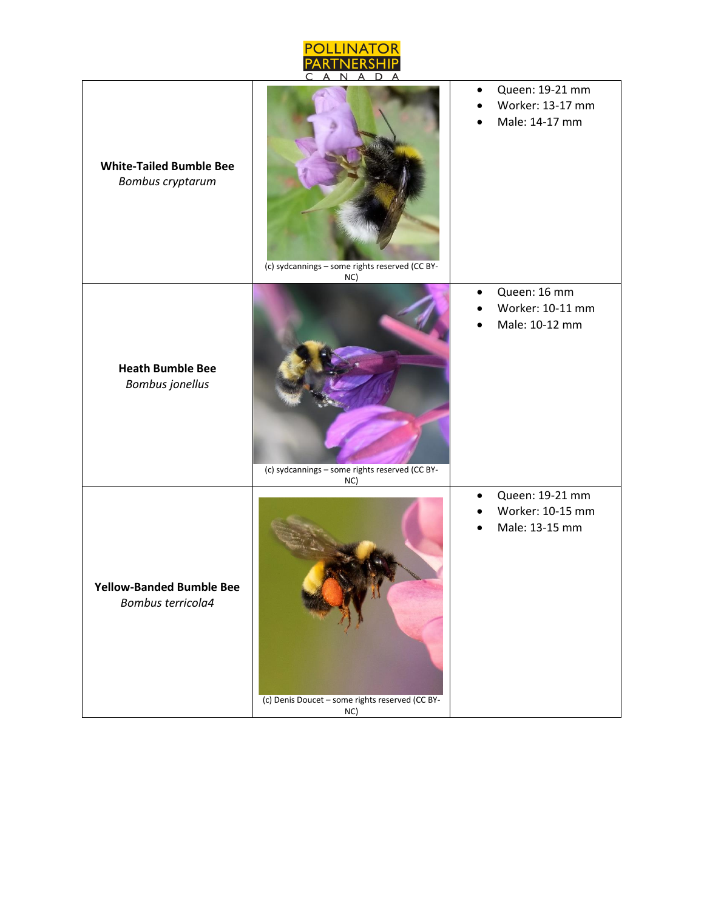| | | |
|---|---|---|
| **White-Tailed Bumble Bee** *Bombus cryptarum* | (c) sydcannings – some rights reserved (CC BY-NC) | • Queen: 19-21 mm<br>• Worker: 13-17 mm<br>• Male: 14-17 mm |
| **Heath Bumble Bee** *Bombus jonellus* | (c) sydcannings – some rights reserved (CC BY-NC) | • Queen: 16 mm<br>• Worker: 10-11 mm<br>• Male: 10-12 mm |
| **Yellow-Banded Bumble Bee** *Bombus terricola*[4] | (c) Denis Doucet – some rights reserved (CC BY-NC) | • Queen: 19-21 mm<br>• Worker: 10-15 mm<br>• Male: 13-15 mm |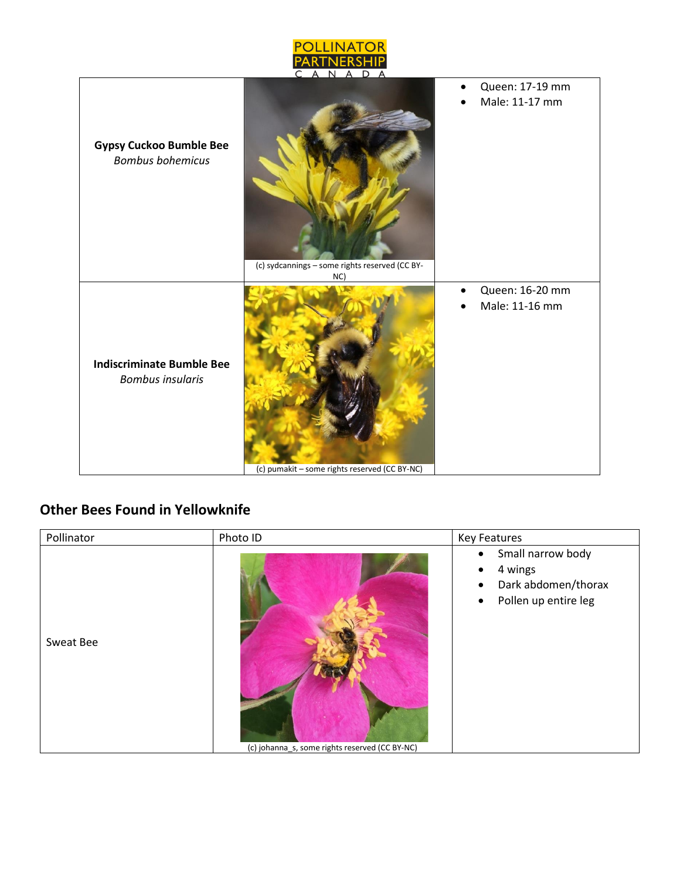| | | |
|---|---|---|
| **Gypsy Cuckoo Bumble Bee** *Bombus bohemicus* | (c) sydcannings – some rights reserved (CC BY-NC) | • Queen: 17-19 mm<br>• Male: 11-17 mm |
| **Indiscriminate Bumble Bee** *Bombus insularis* | (c) pumakit – some rights reserved (CC BY-NC) | • Queen: 16-20 mm<br>• Male: 11-16 mm |

## Other Bees Found in Yellowknife

| Pollinator | Photo ID | Key Features |
|---|---|---|
| Sweat Bee | (c) johanna_s, some rights reserved (CC BY-NC) | • Small narrow body<br>• 4 wings<br>• Dark abdomen/thorax<br>• Pollen up entire leg |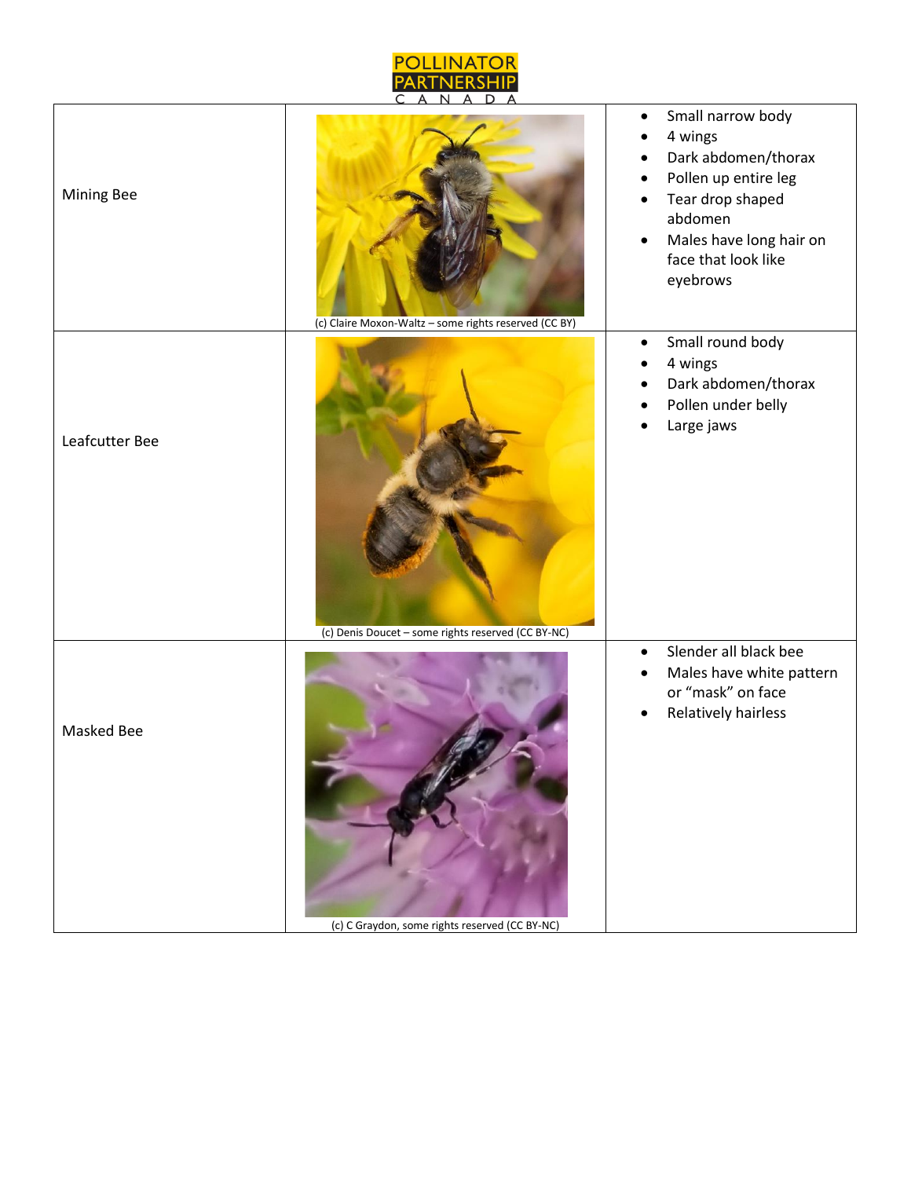POLLINATOR PARTNERSHIP CANADA

| | | |
|---|---|---|
| Mining Bee | (c) Claire Moxon-Waltz – some rights reserved (CC BY) | • Small narrow body<br>• 4 wings<br>• Dark abdomen/thorax<br>• Pollen up entire leg<br>• Tear drop shaped abdomen<br>• Males have long hair on face that look like eyebrows |
| Leafcutter Bee | (c) Denis Doucet – some rights reserved (CC BY-NC) | • Small round body<br>• 4 wings<br>• Dark abdomen/thorax<br>• Pollen under belly<br>• Large jaws |
| Masked Bee | (c) C Graydon, some rights reserved (CC BY-NC) | • Slender all black bee<br>• Males have white pattern or "mask" on face<br>• Relatively hairless |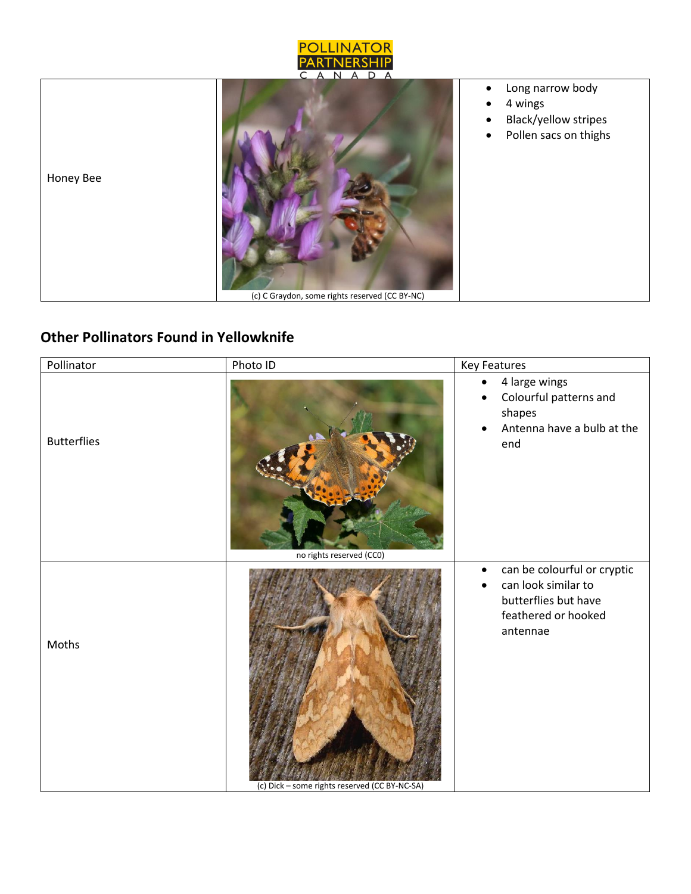| | | |
|---|---|---|
| Honey Bee | (c) C Graydon, some rights reserved (CC BY-NC) | • Long narrow body<br>• 4 wings<br>• Black/yellow stripes<br>• Pollen sacs on thighs |

## Other Pollinators Found in Yellowknife

| Pollinator | Photo ID | Key Features |
|---|---|---|
| Butterflies | no rights reserved (CC0) | • 4 large wings<br>• Colourful patterns and shapes<br>• Antenna have a bulb at the end |
| Moths | (c) Dick – some rights reserved (CC BY-NC-SA) | • can be colourful or cryptic<br>• can look similar to butterflies but have feathered or hooked antennae |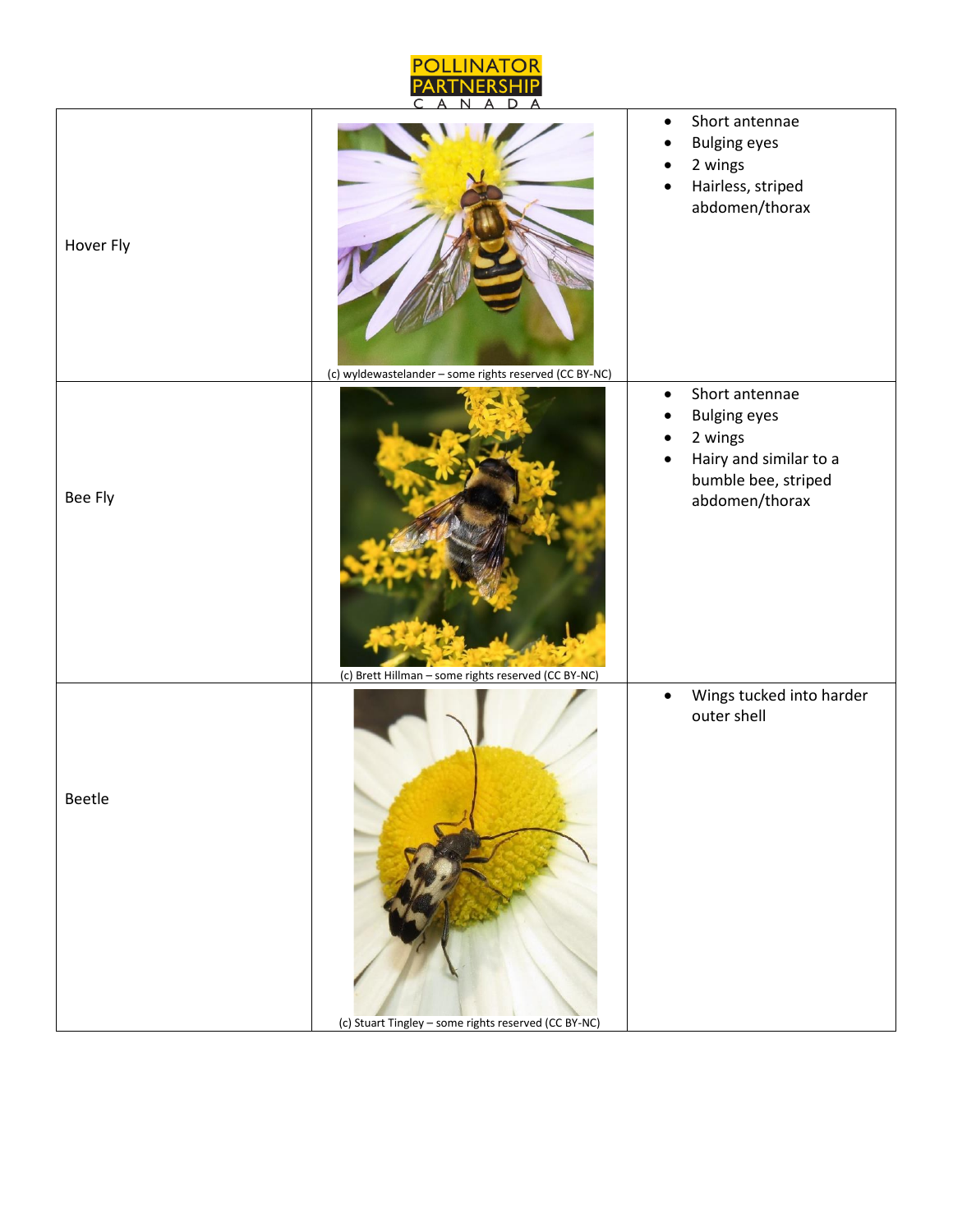POLLINATOR PARTNERSHIP CANADA

| | | |
|---|---|---|
| Hover Fly | (c) wyldewastelander – some rights reserved (CC BY-NC) | • Short antennae<br>• Bulging eyes<br>• 2 wings<br>• Hairless, striped abdomen/thorax |
| Bee Fly | (c) Brett Hillman – some rights reserved (CC BY-NC) | • Short antennae<br>• Bulging eyes<br>• 2 wings<br>• Hairy and similar to a bumble bee, striped abdomen/thorax |
| Beetle | (c) Stuart Tingley – some rights reserved (CC BY-NC) | • Wings tucked into harder outer shell |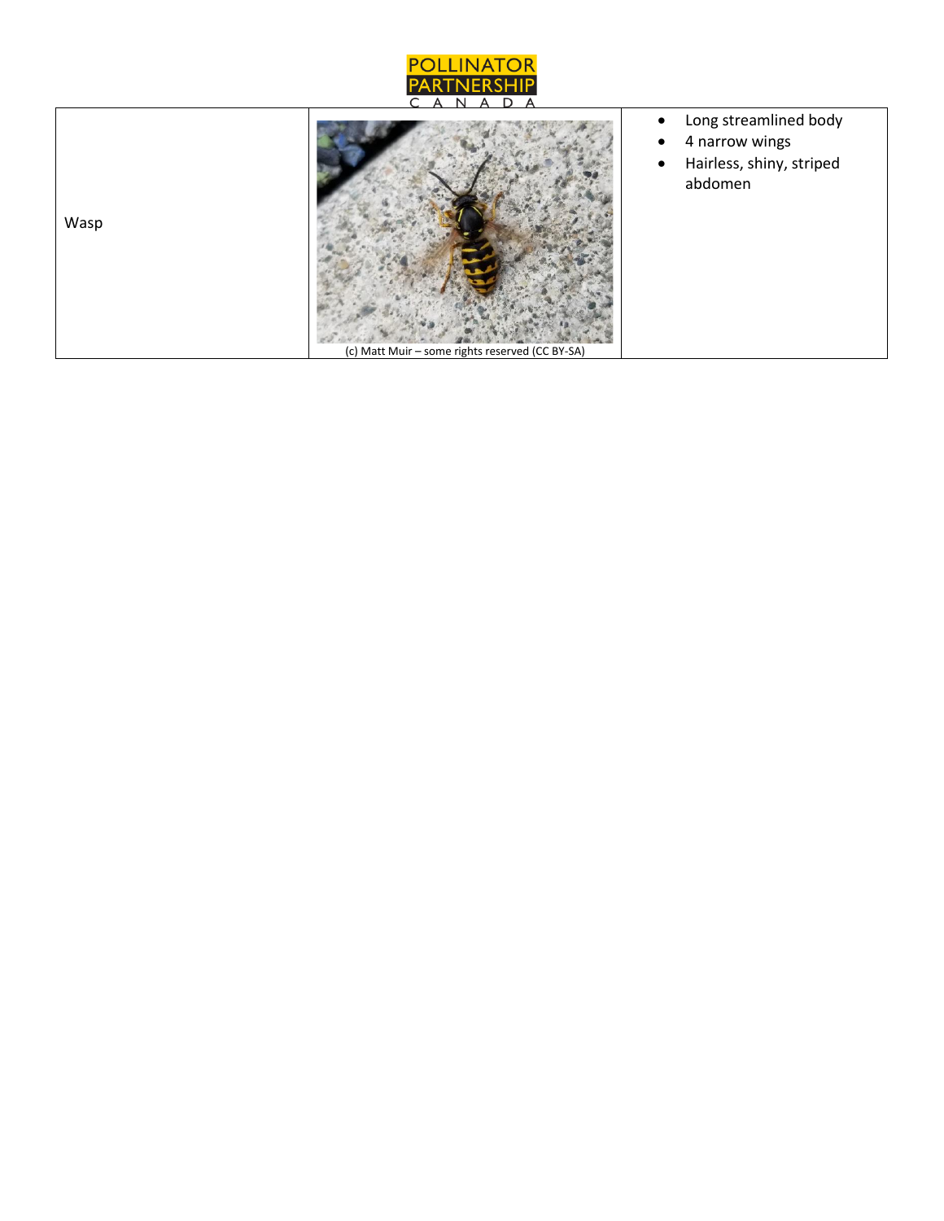| | | |
|---|---|---|
| Wasp | (c) Matt Muir – some rights reserved (CC BY-SA) | • Long streamlined body<br>• 4 narrow wings<br>• Hairless, shiny, striped abdomen |